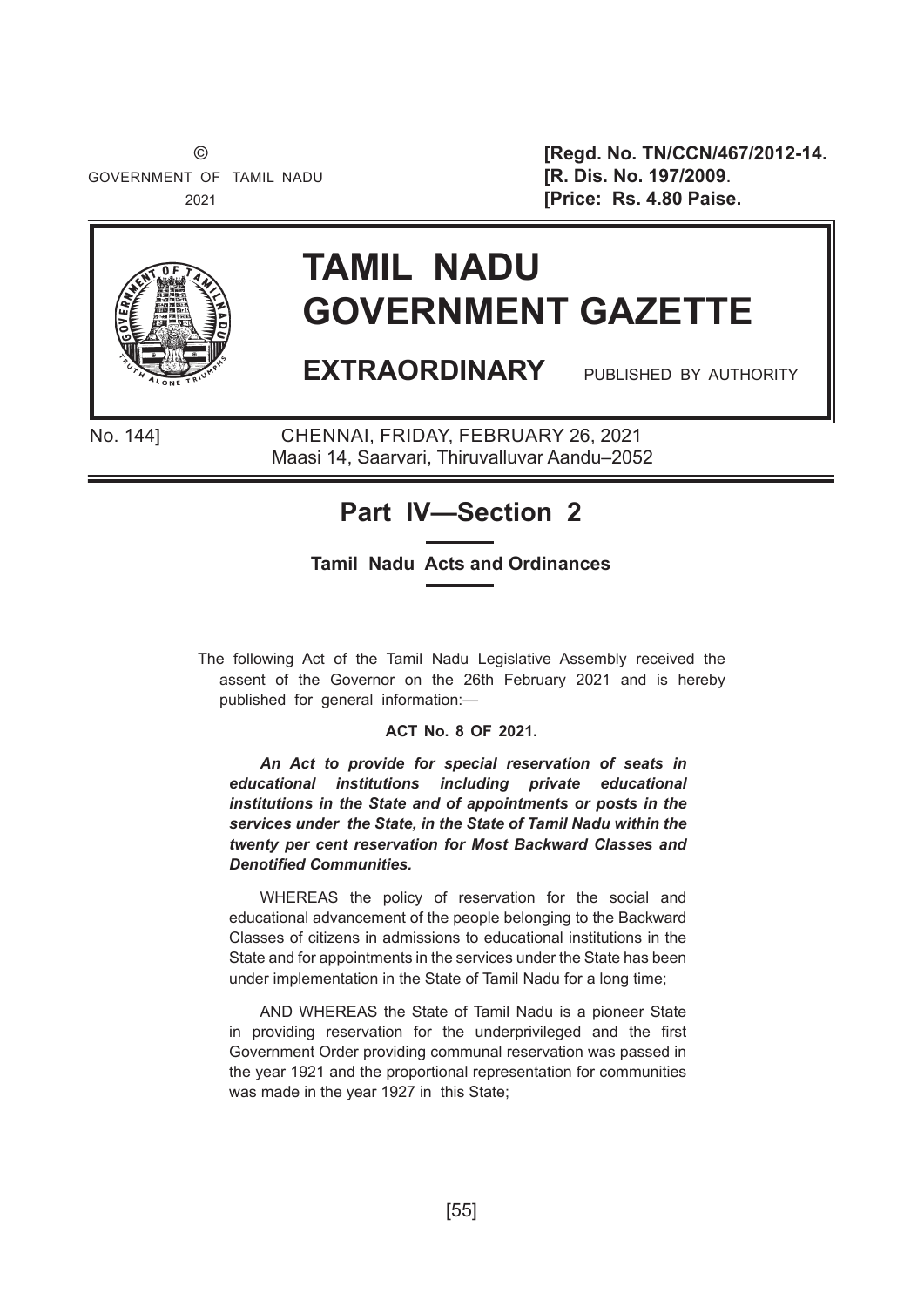© GOVERNMENT OF TAMIL NADU 2021

**[Regd. No. TN/CCN/467/2012-14.**
**[R. Dis. No. 197/2009.**
**[Price: Rs. 4.80 Paise.**

# TAMIL NADU GOVERNMENT GAZETTE

**EXTRAORDINARY** PUBLISHED BY AUTHORITY

No. 144] CHENNAI, FRIDAY, FEBRUARY 26, 2021
Maasi 14, Saarvari, Thiruvalluvar Aandu–2052

## Part IV—Section 2

**Tamil Nadu Acts and Ordinances**

The following Act of the Tamil Nadu Legislative Assembly received the assent of the Governor on the 26th February 2021 and is hereby published for general information:—

**ACT No. 8 OF 2021.**

***An Act to provide for special reservation of seats in educational institutions including private educational institutions in the State and of appointments or posts in the services under the State, in the State of Tamil Nadu within the twenty per cent reservation for Most Backward Classes and Denotified Communities.***

WHEREAS the policy of reservation for the social and educational advancement of the people belonging to the Backward Classes of citizens in admissions to educational institutions in the State and for appointments in the services under the State has been under implementation in the State of Tamil Nadu for a long time;

AND WHEREAS the State of Tamil Nadu is a pioneer State in providing reservation for the underprivileged and the first Government Order providing communal reservation was passed in the year 1921 and the proportional representation for communities was made in the year 1927 in this State;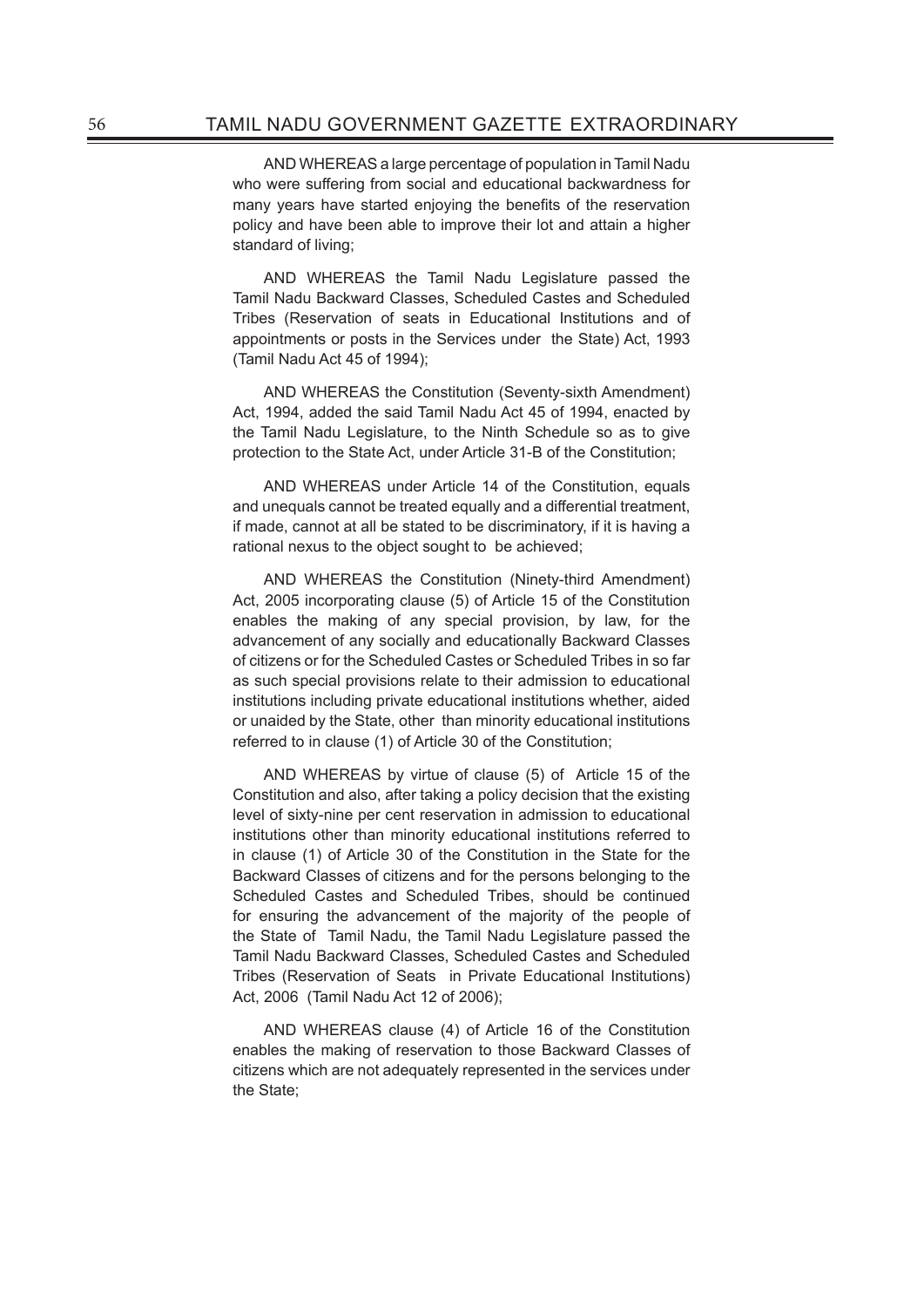AND WHEREAS a large percentage of population in Tamil Nadu who were suffering from social and educational backwardness for many years have started enjoying the benefits of the reservation policy and have been able to improve their lot and attain a higher standard of living;

AND WHEREAS the Tamil Nadu Legislature passed the Tamil Nadu Backward Classes, Scheduled Castes and Scheduled Tribes (Reservation of seats in Educational Institutions and of appointments or posts in the Services under the State) Act, 1993 (Tamil Nadu Act 45 of 1994);

AND WHEREAS the Constitution (Seventy-sixth Amendment) Act, 1994, added the said Tamil Nadu Act 45 of 1994, enacted by the Tamil Nadu Legislature, to the Ninth Schedule so as to give protection to the State Act, under Article 31-B of the Constitution;

AND WHEREAS under Article 14 of the Constitution, equals and unequals cannot be treated equally and a differential treatment, if made, cannot at all be stated to be discriminatory, if it is having a rational nexus to the object sought to be achieved;

AND WHEREAS the Constitution (Ninety-third Amendment) Act, 2005 incorporating clause (5) of Article 15 of the Constitution enables the making of any special provision, by law, for the advancement of any socially and educationally Backward Classes of citizens or for the Scheduled Castes or Scheduled Tribes in so far as such special provisions relate to their admission to educational institutions including private educational institutions whether, aided or unaided by the State, other than minority educational institutions referred to in clause (1) of Article 30 of the Constitution;

AND WHEREAS by virtue of clause (5) of Article 15 of the Constitution and also, after taking a policy decision that the existing level of sixty-nine per cent reservation in admission to educational institutions other than minority educational institutions referred to in clause (1) of Article 30 of the Constitution in the State for the Backward Classes of citizens and for the persons belonging to the Scheduled Castes and Scheduled Tribes, should be continued for ensuring the advancement of the majority of the people of the State of Tamil Nadu, the Tamil Nadu Legislature passed the Tamil Nadu Backward Classes, Scheduled Castes and Scheduled Tribes (Reservation of Seats in Private Educational Institutions) Act, 2006 (Tamil Nadu Act 12 of 2006);

AND WHEREAS clause (4) of Article 16 of the Constitution enables the making of reservation to those Backward Classes of citizens which are not adequately represented in the services under the State;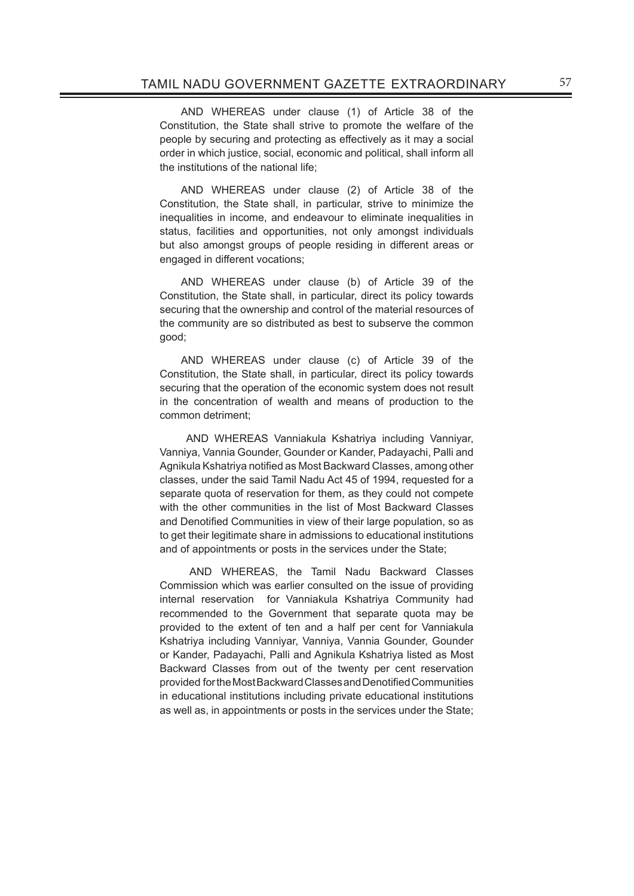AND WHEREAS under clause (1) of Article 38 of the Constitution, the State shall strive to promote the welfare of the people by securing and protecting as effectively as it may a social order in which justice, social, economic and political, shall inform all the institutions of the national life;

AND WHEREAS under clause (2) of Article 38 of the Constitution, the State shall, in particular, strive to minimize the inequalities in income, and endeavour to eliminate inequalities in status, facilities and opportunities, not only amongst individuals but also amongst groups of people residing in different areas or engaged in different vocations;

AND WHEREAS under clause (b) of Article 39 of the Constitution, the State shall, in particular, direct its policy towards securing that the ownership and control of the material resources of the community are so distributed as best to subserve the common good;

AND WHEREAS under clause (c) of Article 39 of the Constitution, the State shall, in particular, direct its policy towards securing that the operation of the economic system does not result in the concentration of wealth and means of production to the common detriment;

AND WHEREAS Vanniakula Kshatriya including Vanniyar, Vanniya, Vannia Gounder, Gounder or Kander, Padayachi, Palli and Agnikula Kshatriya notified as Most Backward Classes, among other classes, under the said Tamil Nadu Act 45 of 1994, requested for a separate quota of reservation for them, as they could not compete with the other communities in the list of Most Backward Classes and Denotified Communities in view of their large population, so as to get their legitimate share in admissions to educational institutions and of appointments or posts in the services under the State;

AND WHEREAS, the Tamil Nadu Backward Classes Commission which was earlier consulted on the issue of providing internal reservation for Vanniakula Kshatriya Community had recommended to the Government that separate quota may be provided to the extent of ten and a half per cent for Vanniakula Kshatriya including Vanniyar, Vanniya, Vannia Gounder, Gounder or Kander, Padayachi, Palli and Agnikula Kshatriya listed as Most Backward Classes from out of the twenty per cent reservation provided for the Most Backward Classes and Denotified Communities in educational institutions including private educational institutions as well as, in appointments or posts in the services under the State;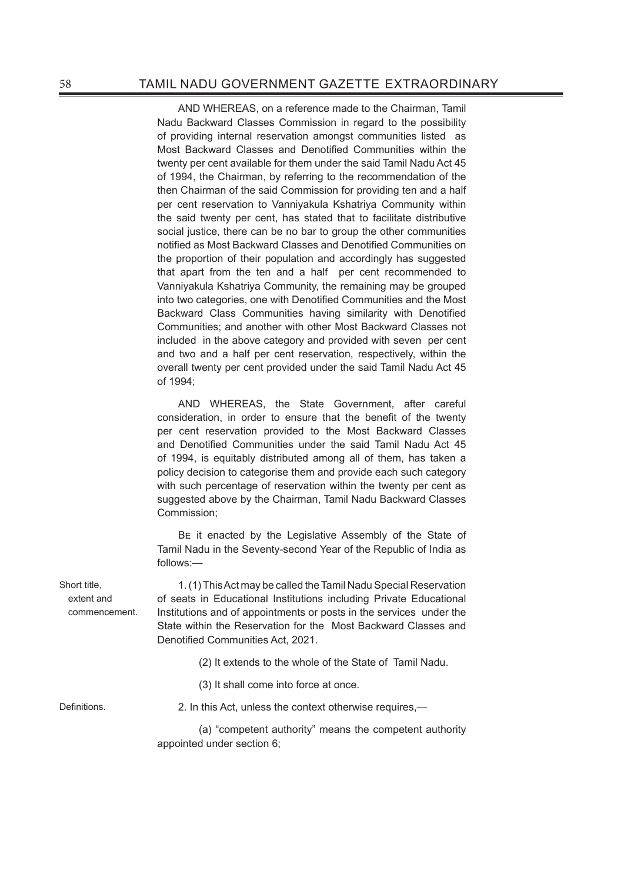AND WHEREAS, on a reference made to the Chairman, Tamil Nadu Backward Classes Commission in regard to the possibility of providing internal reservation amongst communities listed as Most Backward Classes and Denotified Communities within the twenty per cent available for them under the said Tamil Nadu Act 45 of 1994, the Chairman, by referring to the recommendation of the then Chairman of the said Commission for providing ten and a half per cent reservation to Vanniyakula Kshatriya Community within the said twenty per cent, has stated that to facilitate distributive social justice, there can be no bar to group the other communities notified as Most Backward Classes and Denotified Communities on the proportion of their population and accordingly has suggested that apart from the ten and a half per cent recommended to Vanniyakula Kshatriya Community, the remaining may be grouped into two categories, one with Denotified Communities and the Most Backward Class Communities having similarity with Denotified Communities; and another with other Most Backward Classes not included in the above category and provided with seven per cent and two and a half per cent reservation, respectively, within the overall twenty per cent provided under the said Tamil Nadu Act 45 of 1994;

AND WHEREAS, the State Government, after careful consideration, in order to ensure that the benefit of the twenty per cent reservation provided to the Most Backward Classes and Denotified Communities under the said Tamil Nadu Act 45 of 1994, is equitably distributed among all of them, has taken a policy decision to categorise them and provide each such category with such percentage of reservation within the twenty per cent as suggested above by the Chairman, Tamil Nadu Backward Classes Commission;

BE it enacted by the Legislative Assembly of the State of Tamil Nadu in the Seventy-second Year of the Republic of India as follows:—

Short title, extent and commencement.

1. (1) This Act may be called the Tamil Nadu Special Reservation of seats in Educational Institutions including Private Educational Institutions and of appointments or posts in the services under the State within the Reservation for the Most Backward Classes and Denotified Communities Act, 2021.

(2) It extends to the whole of the State of Tamil Nadu.

(3) It shall come into force at once.

Definitions.

2. In this Act, unless the context otherwise requires,—

(a) "competent authority" means the competent authority appointed under section 6;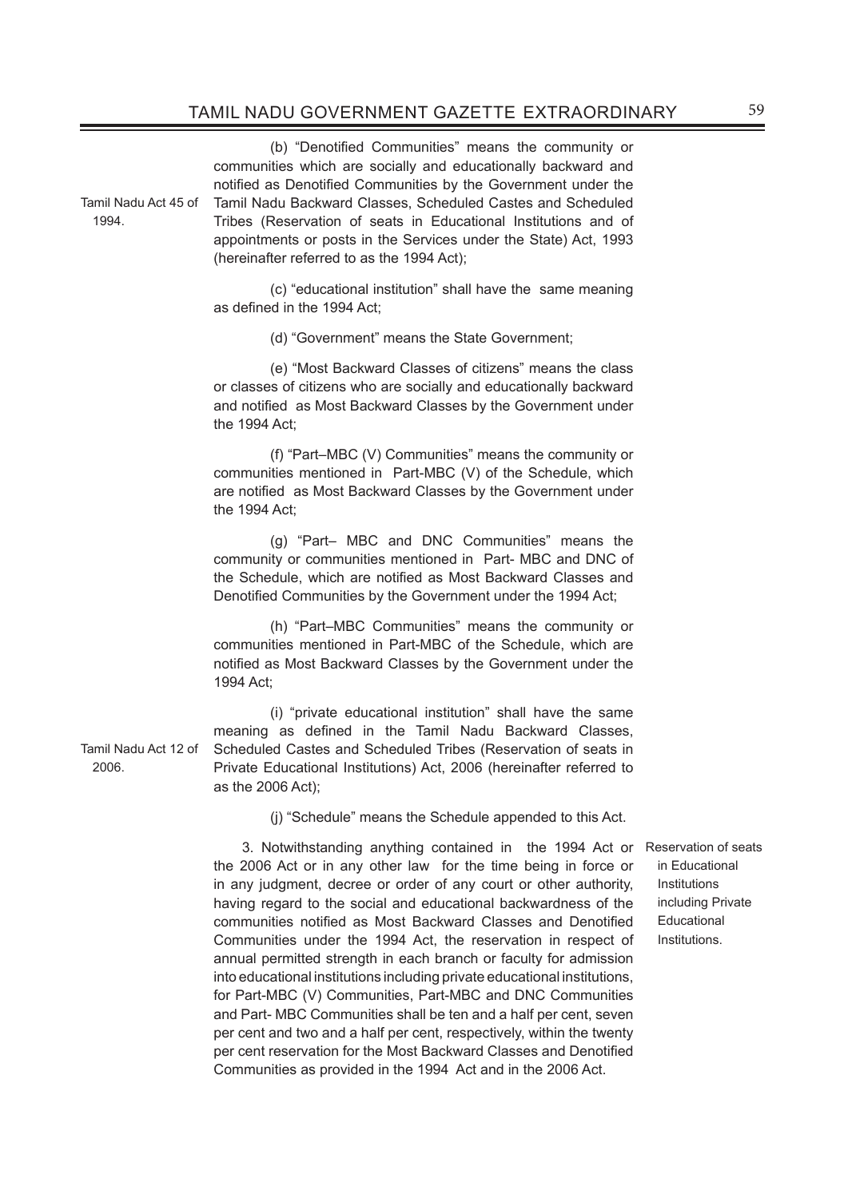(b) "Denotified Communities" means the community or communities which are socially and educationally backward and notified as Denotified Communities by the Government under the Tamil Nadu Backward Classes, Scheduled Castes and Scheduled Tribes (Reservation of seats in Educational Institutions and of appointments or posts in the Services under the State) Act, 1993 (hereinafter referred to as the 1994 Act);

Tamil Nadu Act 45 of 1994.

(c) "educational institution" shall have the same meaning as defined in the 1994 Act;

(d) "Government" means the State Government;

(e) "Most Backward Classes of citizens" means the class or classes of citizens who are socially and educationally backward and notified as Most Backward Classes by the Government under the 1994 Act;

(f) "Part–MBC (V) Communities" means the community or communities mentioned in Part-MBC (V) of the Schedule, which are notified as Most Backward Classes by the Government under the 1994 Act;

(g) "Part– MBC and DNC Communities" means the community or communities mentioned in Part- MBC and DNC of the Schedule, which are notified as Most Backward Classes and Denotified Communities by the Government under the 1994 Act;

(h) "Part–MBC Communities" means the community or communities mentioned in Part-MBC of the Schedule, which are notified as Most Backward Classes by the Government under the 1994 Act;

(i) "private educational institution" shall have the same meaning as defined in the Tamil Nadu Backward Classes, Scheduled Castes and Scheduled Tribes (Reservation of seats in Private Educational Institutions) Act, 2006 (hereinafter referred to as the 2006 Act);

Tamil Nadu Act 12 of 2006.

(j) "Schedule" means the Schedule appended to this Act.

Reservation of seats in Educational Institutions including Private Educational Institutions.

3. Notwithstanding anything contained in the 1994 Act or the 2006 Act or in any other law for the time being in force or in any judgment, decree or order of any court or other authority, having regard to the social and educational backwardness of the communities notified as Most Backward Classes and Denotified Communities under the 1994 Act, the reservation in respect of annual permitted strength in each branch or faculty for admission into educational institutions including private educational institutions, for Part-MBC (V) Communities, Part-MBC and DNC Communities and Part- MBC Communities shall be ten and a half per cent, seven per cent and two and a half per cent, respectively, within the twenty per cent reservation for the Most Backward Classes and Denotified Communities as provided in the 1994 Act and in the 2006 Act.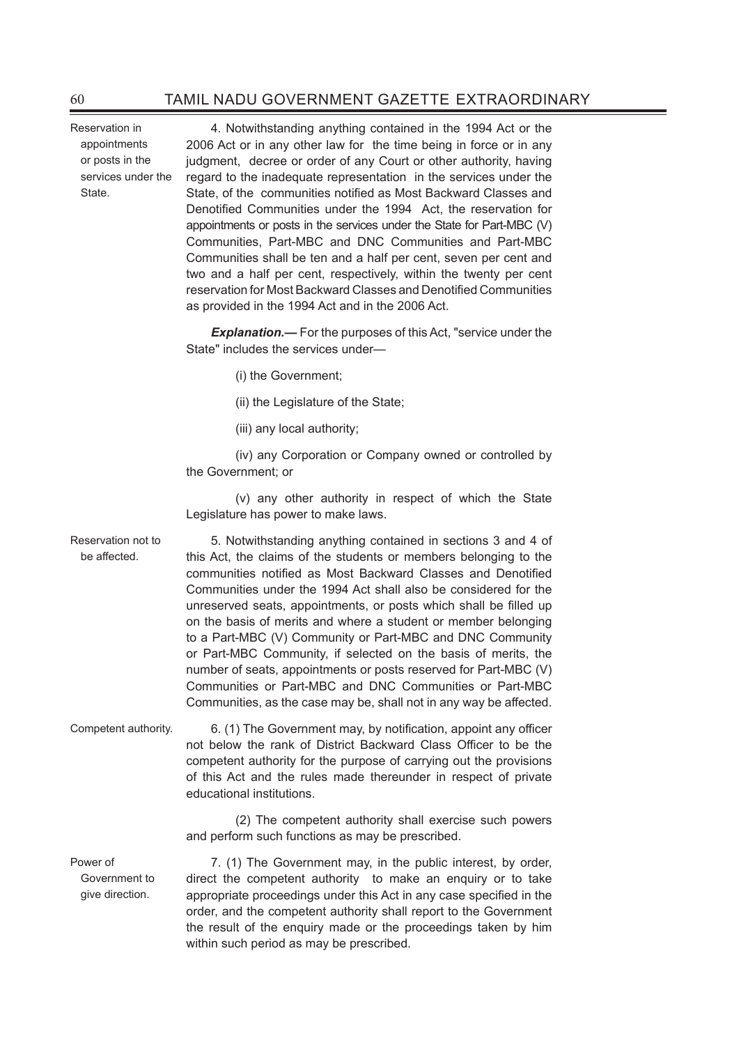Reservation in appointments or posts in the services under the State.

4. Notwithstanding anything contained in the 1994 Act or the 2006 Act or in any other law for the time being in force or in any judgment, decree or order of any Court or other authority, having regard to the inadequate representation in the services under the State, of the communities notified as Most Backward Classes and Denotified Communities under the 1994 Act, the reservation for appointments or posts in the services under the State for Part-MBC (V) Communities, Part-MBC and DNC Communities and Part-MBC Communities shall be ten and a half per cent, seven per cent and two and a half per cent, respectively, within the twenty per cent reservation for Most Backward Classes and Denotified Communities as provided in the 1994 Act and in the 2006 Act.

***Explanation.—*** For the purposes of this Act, "service under the State" includes the services under—

(i) the Government;

(ii) the Legislature of the State;

(iii) any local authority;

(iv) any Corporation or Company owned or controlled by the Government; or

(v) any other authority in respect of which the State Legislature has power to make laws.

Reservation not to be affected.

5. Notwithstanding anything contained in sections 3 and 4 of this Act, the claims of the students or members belonging to the communities notified as Most Backward Classes and Denotified Communities under the 1994 Act shall also be considered for the unreserved seats, appointments, or posts which shall be filled up on the basis of merits and where a student or member belonging to a Part-MBC (V) Community or Part-MBC and DNC Community or Part-MBC Community, if selected on the basis of merits, the number of seats, appointments or posts reserved for Part-MBC (V) Communities or Part-MBC and DNC Communities or Part-MBC Communities, as the case may be, shall not in any way be affected.

Competent authority.

6. (1) The Government may, by notification, appoint any officer not below the rank of District Backward Class Officer to be the competent authority for the purpose of carrying out the provisions of this Act and the rules made thereunder in respect of private educational institutions.

(2) The competent authority shall exercise such powers and perform such functions as may be prescribed.

Power of Government to give direction.

7. (1) The Government may, in the public interest, by order, direct the competent authority to make an enquiry or to take appropriate proceedings under this Act in any case specified in the order, and the competent authority shall report to the Government the result of the enquiry made or the proceedings taken by him within such period as may be prescribed.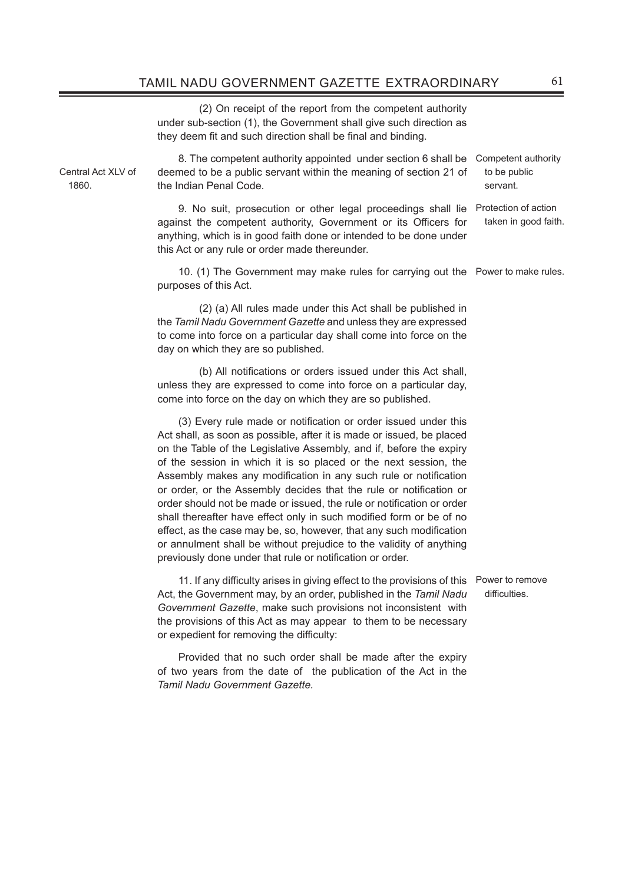(2) On receipt of the report from the competent authority under sub-section (1), the Government shall give such direction as they deem fit and such direction shall be final and binding.

Central Act XLV of 1860.

**Competent authority to be public servant.**

8. The competent authority appointed under section 6 shall be deemed to be a public servant within the meaning of section 21 of the Indian Penal Code.

**Protection of action taken in good faith.**

9. No suit, prosecution or other legal proceedings shall lie against the competent authority, Government or its Officers for anything, which is in good faith done or intended to be done under this Act or any rule or order made thereunder.

**Power to make rules.**

10. (1) The Government may make rules for carrying out the purposes of this Act.

(2) (a) All rules made under this Act shall be published in the *Tamil Nadu Government Gazette* and unless they are expressed to come into force on a particular day shall come into force on the day on which they are so published.

(b) All notifications or orders issued under this Act shall, unless they are expressed to come into force on a particular day, come into force on the day on which they are so published.

(3) Every rule made or notification or order issued under this Act shall, as soon as possible, after it is made or issued, be placed on the Table of the Legislative Assembly, and if, before the expiry of the session in which it is so placed or the next session, the Assembly makes any modification in any such rule or notification or order, or the Assembly decides that the rule or notification or order should not be made or issued, the rule or notification or order shall thereafter have effect only in such modified form or be of no effect, as the case may be, so, however, that any such modification or annulment shall be without prejudice to the validity of anything previously done under that rule or notification or order.

**Power to remove difficulties.**

11. If any difficulty arises in giving effect to the provisions of this Act, the Government may, by an order, published in the *Tamil Nadu Government Gazette*, make such provisions not inconsistent with the provisions of this Act as may appear to them to be necessary or expedient for removing the difficulty:

Provided that no such order shall be made after the expiry of two years from the date of the publication of the Act in the *Tamil Nadu Government Gazette*.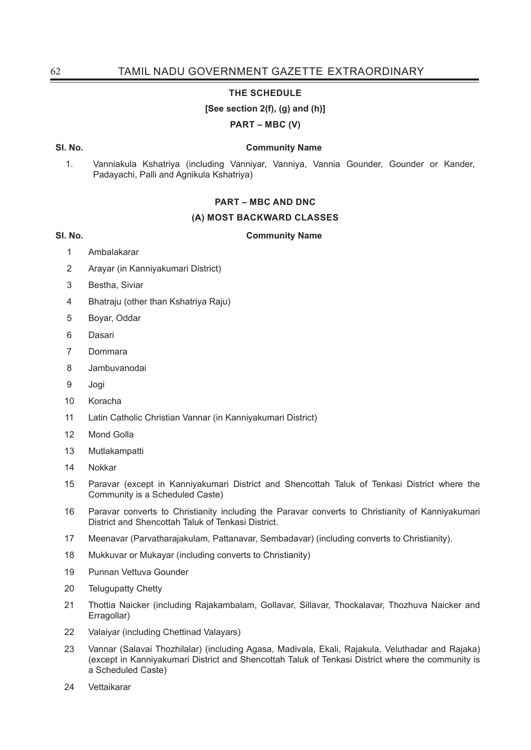## THE SCHEDULE

**[See section 2(f), (g) and (h)]**

**PART – MBC (V)**

| Sl. No. | Community Name |
|---|---|
| 1. | Vanniakula Kshatriya (including Vanniyar, Vanniya, Vannia Gounder, Gounder or Kander, Padayachi, Palli and Agnikula Kshatriya) |

**PART – MBC AND DNC**

**(A) MOST BACKWARD CLASSES**

| Sl. No. | Community Name |
|---|---|
| 1 | Ambalakarar |
| 2 | Arayar (in Kanniyakumari District) |
| 3 | Bestha, Siviar |
| 4 | Bhatraju (other than Kshatriya Raju) |
| 5 | Boyar, Oddar |
| 6 | Dasari |
| 7 | Dommara |
| 8 | Jambuvanodai |
| 9 | Jogi |
| 10 | Koracha |
| 11 | Latin Catholic Christian Vannar (in Kanniyakumari District) |
| 12 | Mond Golla |
| 13 | Mutlakampatti |
| 14 | Nokkar |
| 15 | Paravar (except in Kanniyakumari District and Shencottah Taluk of Tenkasi District where the Community is a Scheduled Caste) |
| 16 | Paravar converts to Christianity including the Paravar converts to Christianity of Kanniyakumari District and Shencottah Taluk of Tenkasi District. |
| 17 | Meenavar (Parvatharajakulam, Pattanavar, Sembadavar) (including converts to Christianity). |
| 18 | Mukkuvar or Mukayar (including converts to Christianity) |
| 19 | Punnan Vettuva Gounder |
| 20 | Telugupatty Chetty |
| 21 | Thottia Naicker (including Rajakambalam, Gollavar, Sillavar, Thockalavar, Thozhuva Naicker and Erragollar) |
| 22 | Valaiyar (including Chettinad Valayars) |
| 23 | Vannar (Salavai Thozhilalar) (including Agasa, Madivala, Ekali, Rajakula, Veluthadar and Rajaka) (except in Kanniyakumari District and Shencottah Taluk of Tenkasi District where the community is a Scheduled Caste) |
| 24 | Vettaikarar |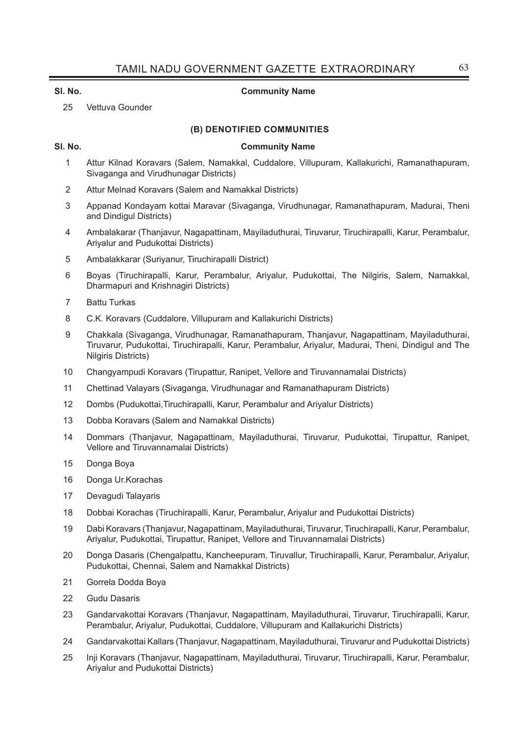| Sl. No. | Community Name |
|---|---|
| 25 | Vettuva Gounder |

### (B) DENOTIFIED COMMUNITIES

| Sl. No. | Community Name |
|---|---|
| 1 | Attur Kilnad Koravars (Salem, Namakkal, Cuddalore, Villupuram, Kallakurichi, Ramanathapuram, Sivaganga and Virudhunagar Districts) |
| 2 | Attur Melnad Koravars (Salem and Namakkal Districts) |
| 3 | Appanad Kondayam kottai Maravar (Sivaganga, Virudhunagar, Ramanathapuram, Madurai, Theni and Dindigul Districts) |
| 4 | Ambalakarar (Thanjavur, Nagapattinam, Mayiladuthurai, Tiruvarur, Tiruchirapalli, Karur, Perambalur, Ariyalur and Pudukottai Districts) |
| 5 | Ambalakkarar (Suriyanur, Tiruchirapalli District) |
| 6 | Boyas (Tiruchirapalli, Karur, Perambalur, Ariyalur, Pudukottai, The Nilgiris, Salem, Namakkal, Dharmapuri and Krishnagiri Districts) |
| 7 | Battu Turkas |
| 8 | C.K. Koravars (Cuddalore, Villupuram and Kallakurichi Districts) |
| 9 | Chakkala (Sivaganga, Virudhunagar, Ramanathapuram, Thanjavur, Nagapattinam, Mayiladuthurai, Tiruvarur, Pudukottai, Tiruchirapalli, Karur, Perambalur, Ariyalur, Madurai, Theni, Dindigul and The Nilgiris Districts) |
| 10 | Changyampudi Koravars (Tirupattur, Ranipet, Vellore and Tiruvannamalai Districts) |
| 11 | Chettinad Valayars (Sivaganga, Virudhunagar and Ramanathapuram Districts) |
| 12 | Dombs (Pudukottai,Tiruchirapalli, Karur, Perambalur and Ariyalur Districts) |
| 13 | Dobba Koravars (Salem and Namakkal Districts) |
| 14 | Dommars (Thanjavur, Nagapattinam, Mayiladuthurai, Tiruvarur, Pudukottai, Tirupattur, Ranipet, Vellore and Tiruvannamalai Districts) |
| 15 | Donga Boya |
| 16 | Donga Ur.Korachas |
| 17 | Devagudi Talayaris |
| 18 | Dobbai Korachas (Tiruchirapalli, Karur, Perambalur, Ariyalur and Pudukottai Districts) |
| 19 | Dabi Koravars (Thanjavur, Nagapattinam, Mayiladuthurai, Tiruvarur, Tiruchirapalli, Karur, Perambalur, Ariyalur, Pudukottai, Tirupattur, Ranipet, Vellore and Tiruvannamalai Districts) |
| 20 | Donga Dasaris (Chengalpattu, Kancheepuram, Tiruvallur, Tiruchirapalli, Karur, Perambalur, Ariyalur, Pudukottai, Chennai, Salem and Namakkal Districts) |
| 21 | Gorrela Dodda Boya |
| 22 | Gudu Dasaris |
| 23 | Gandarvakottai Koravars (Thanjavur, Nagapattinam, Mayiladuthurai, Tiruvarur, Tiruchirapalli, Karur, Perambalur, Ariyalur, Pudukottai, Cuddalore, Villupuram and Kallakurichi Districts) |
| 24 | Gandarvakottai Kallars (Thanjavur, Nagapattinam, Mayiladuthurai, Tiruvarur and Pudukottai Districts) |
| 25 | Inji Koravars (Thanjavur, Nagapattinam, Mayiladuthurai, Tiruvarur, Tiruchirapalli, Karur, Perambalur, Ariyalur and Pudukottai Districts) |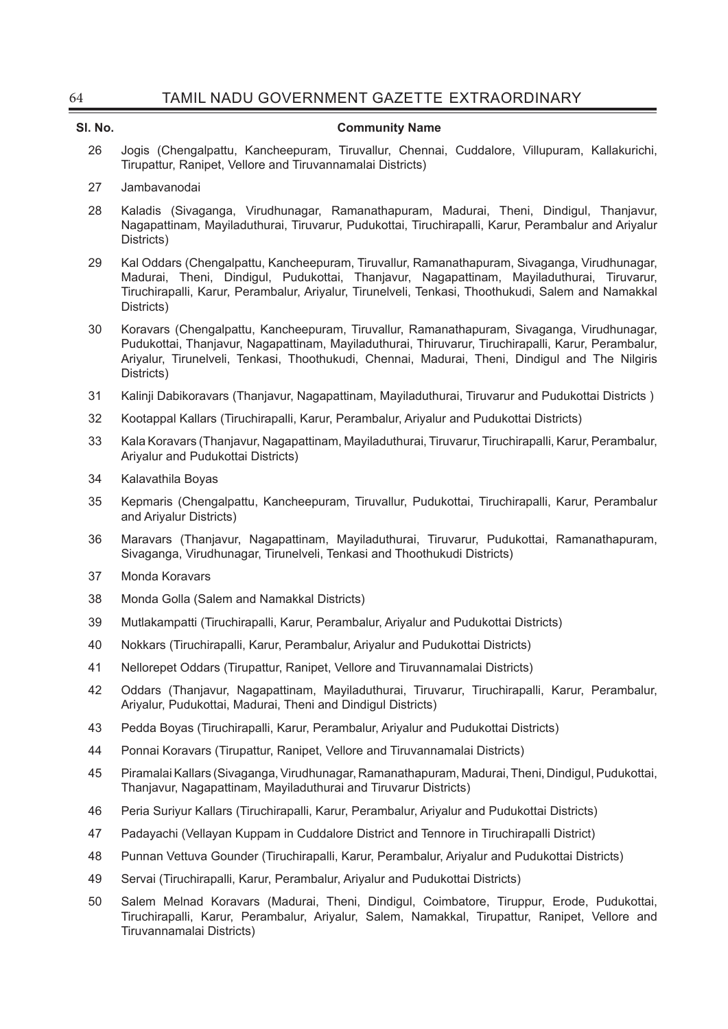| Sl. No. | Community Name |
|---|---|
| 26 | Jogis (Chengalpattu, Kancheepuram, Tiruvallur, Chennai, Cuddalore, Villupuram, Kallakurichi, Tirupattur, Ranipet, Vellore and Tiruvannamalai Districts) |
| 27 | Jambavanodai |
| 28 | Kaladis (Sivaganga, Virudhunagar, Ramanathapuram, Madurai, Theni, Dindigul, Thanjavur, Nagapattinam, Mayiladuthurai, Tiruvarur, Pudukottai, Tiruchirapalli, Karur, Perambalur and Ariyalur Districts) |
| 29 | Kal Oddars (Chengalpattu, Kancheepuram, Tiruvallur, Ramanathapuram, Sivaganga, Virudhunagar, Madurai, Theni, Dindigul, Pudukottai, Thanjavur, Nagapattinam, Mayiladuthurai, Tiruvarur, Tiruchirapalli, Karur, Perambalur, Ariyalur, Tirunelveli, Tenkasi, Thoothukudi, Salem and Namakkal Districts) |
| 30 | Koravars (Chengalpattu, Kancheepuram, Tiruvallur, Ramanathapuram, Sivaganga, Virudhunagar, Pudukottai, Thanjavur, Nagapattinam, Mayiladuthurai, Thiruvarur, Tiruchirapalli, Karur, Perambalur, Ariyalur, Tirunelveli, Tenkasi, Thoothukudi, Chennai, Madurai, Theni, Dindigul and The Nilgiris Districts) |
| 31 | Kalinji Dabikoravars (Thanjavur, Nagapattinam, Mayiladuthurai, Tiruvarur and Pudukottai Districts ) |
| 32 | Kootappal Kallars (Tiruchirapalli, Karur, Perambalur, Ariyalur and Pudukottai Districts) |
| 33 | Kala Koravars (Thanjavur, Nagapattinam, Mayiladuthurai, Tiruvarur, Tiruchirapalli, Karur, Perambalur, Ariyalur and Pudukottai Districts) |
| 34 | Kalavathila Boyas |
| 35 | Kepmaris (Chengalpattu, Kancheepuram, Tiruvallur, Pudukottai, Tiruchirapalli, Karur, Perambalur and Ariyalur Districts) |
| 36 | Maravars (Thanjavur, Nagapattinam, Mayiladuthurai, Tiruvarur, Pudukottai, Ramanathapuram, Sivaganga, Virudhunagar, Tirunelveli, Tenkasi and Thoothukudi Districts) |
| 37 | Monda Koravars |
| 38 | Monda Golla (Salem and Namakkal Districts) |
| 39 | Mutlakampatti (Tiruchirapalli, Karur, Perambalur, Ariyalur and Pudukottai Districts) |
| 40 | Nokkars (Tiruchirapalli, Karur, Perambalur, Ariyalur and Pudukottai Districts) |
| 41 | Nellorepet Oddars (Tirupattur, Ranipet, Vellore and Tiruvannamalai Districts) |
| 42 | Oddars (Thanjavur, Nagapattinam, Mayiladuthurai, Tiruvarur, Tiruchirapalli, Karur, Perambalur, Ariyalur, Pudukottai, Madurai, Theni and Dindigul Districts) |
| 43 | Pedda Boyas (Tiruchirapalli, Karur, Perambalur, Ariyalur and Pudukottai Districts) |
| 44 | Ponnai Koravars (Tirupattur, Ranipet, Vellore and Tiruvannamalai Districts) |
| 45 | Piramalai Kallars (Sivaganga, Virudhunagar, Ramanathapuram, Madurai, Theni, Dindigul, Pudukottai, Thanjavur, Nagapattinam, Mayiladuthurai and Tiruvarur Districts) |
| 46 | Peria Suriyur Kallars (Tiruchirapalli, Karur, Perambalur, Ariyalur and Pudukottai Districts) |
| 47 | Padayachi (Vellayan Kuppam in Cuddalore District and Tennore in Tiruchirapalli District) |
| 48 | Punnan Vettuva Gounder (Tiruchirapalli, Karur, Perambalur, Ariyalur and Pudukottai Districts) |
| 49 | Servai (Tiruchirapalli, Karur, Perambalur, Ariyalur and Pudukottai Districts) |
| 50 | Salem Melnad Koravars (Madurai, Theni, Dindigul, Coimbatore, Tiruppur, Erode, Pudukottai, Tiruchirapalli, Karur, Perambalur, Ariyalur, Salem, Namakkal, Tirupattur, Ranipet, Vellore and Tiruvannamalai Districts) |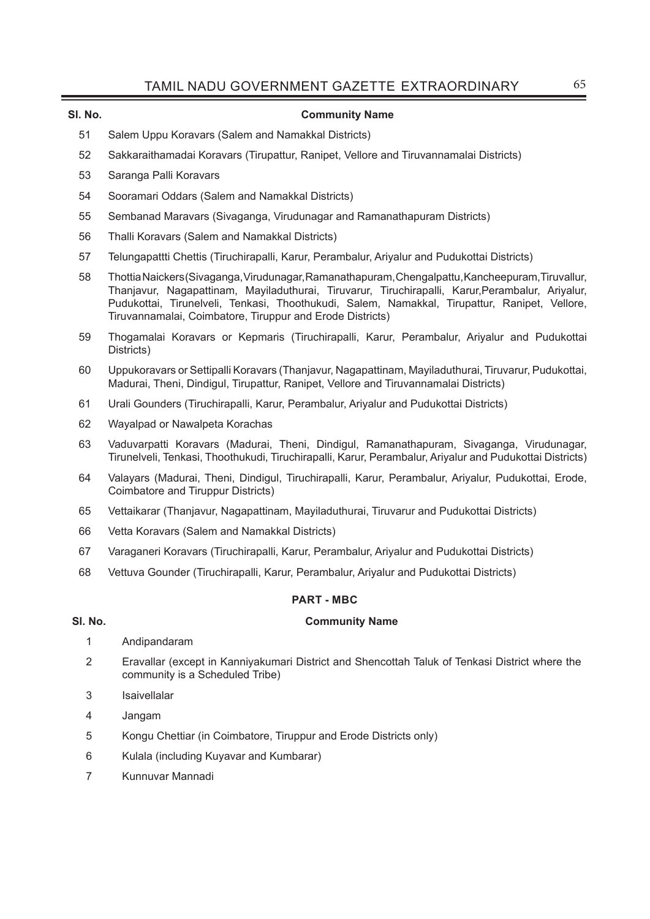| Sl. No. | Community Name |
|---|---|
| 51 | Salem Uppu Koravars (Salem and Namakkal Districts) |
| 52 | Sakkaraithamadai Koravars (Tirupattur, Ranipet, Vellore and Tiruvannamalai Districts) |
| 53 | Saranga Palli Koravars |
| 54 | Sooramari Oddars (Salem and Namakkal Districts) |
| 55 | Sembanad Maravars (Sivaganga, Virudunagar and Ramanathapuram Districts) |
| 56 | Thalli Koravars (Salem and Namakkal Districts) |
| 57 | Telungapattti Chettis (Tiruchirapalli, Karur, Perambalur, Ariyalur and Pudukottai Districts) |
| 58 | Thottia Naickers (Sivaganga, Virudunagar, Ramanathapuram, Chengalpattu, Kancheepuram, Tiruvallur, Thanjavur, Nagapattinam, Mayiladuthurai, Tiruvarur, Tiruchirapalli, Karur, Perambalur, Ariyalur, Pudukottai, Tirunelveli, Tenkasi, Thoothukudi, Salem, Namakkal, Tirupattur, Ranipet, Vellore, Tiruvannamalai, Coimbatore, Tiruppur and Erode Districts) |
| 59 | Thogamalai Koravars or Kepmaris (Tiruchirapalli, Karur, Perambalur, Ariyalur and Pudukottai Districts) |
| 60 | Uppukoravars or Settipalli Koravars (Thanjavur, Nagapattinam, Mayiladuthurai, Tiruvarur, Pudukottai, Madurai, Theni, Dindigul, Tirupattur, Ranipet, Vellore and Tiruvannamalai Districts) |
| 61 | Urali Gounders (Tiruchirapalli, Karur, Perambalur, Ariyalur and Pudukottai Districts) |
| 62 | Wayalpad or Nawalpeta Korachas |
| 63 | Vaduvarpatti Koravars (Madurai, Theni, Dindigul, Ramanathapuram, Sivaganga, Virudunagar, Tirunelveli, Tenkasi, Thoothukudi, Tiruchirapalli, Karur, Perambalur, Ariyalur and Pudukottai Districts) |
| 64 | Valayars (Madurai, Theni, Dindigul, Tiruchirapalli, Karur, Perambalur, Ariyalur, Pudukottai, Erode, Coimbatore and Tiruppur Districts) |
| 65 | Vettaikarar (Thanjavur, Nagapattinam, Mayiladuthurai, Tiruvarur and Pudukottai Districts) |
| 66 | Vetta Koravars (Salem and Namakkal Districts) |
| 67 | Varaganeri Koravars (Tiruchirapalli, Karur, Perambalur, Ariyalur and Pudukottai Districts) |
| 68 | Vettuva Gounder (Tiruchirapalli, Karur, Perambalur, Ariyalur and Pudukottai Districts) |

## PART - MBC

| Sl. No. | Community Name |
|---|---|
| 1 | Andipandaram |
| 2 | Eravallar (except in Kanniyakumari District and Shencottah Taluk of Tenkasi District where the community is a Scheduled Tribe) |
| 3 | Isaivellalar |
| 4 | Jangam |
| 5 | Kongu Chettiar (in Coimbatore, Tiruppur and Erode Districts only) |
| 6 | Kulala (including Kuyavar and Kumbarar) |
| 7 | Kunnuvar Mannadi |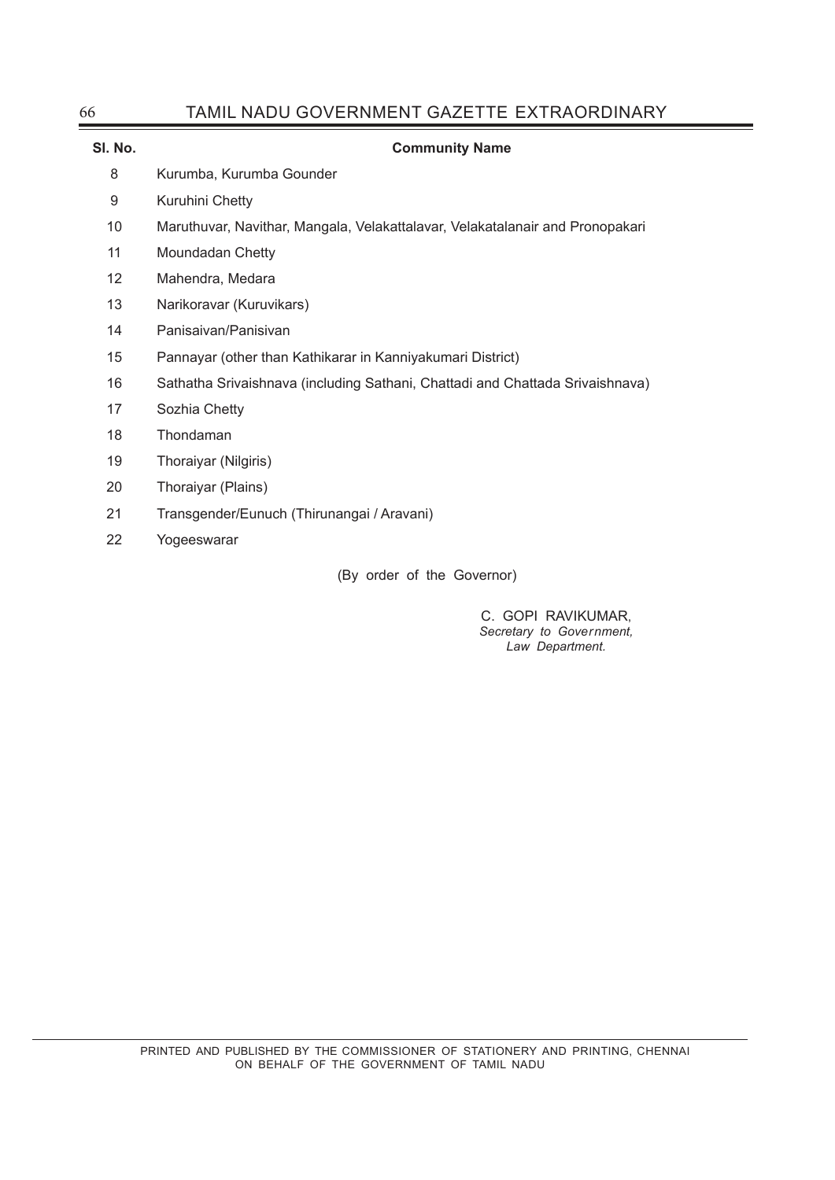| Sl. No. | Community Name |
|---|---|
| 8 | Kurumba, Kurumba Gounder |
| 9 | Kuruhini Chetty |
| 10 | Maruthuvar, Navithar, Mangala, Velakattalavar, Velakatalanair and Pronopakari |
| 11 | Moundadan Chetty |
| 12 | Mahendra, Medara |
| 13 | Narikoravar (Kuruvikars) |
| 14 | Panisaivan/Panisivan |
| 15 | Pannayar (other than Kathikarar in Kanniyakumari District) |
| 16 | Sathatha Srivaishnava (including Sathani, Chattadi and Chattada Srivaishnava) |
| 17 | Sozhia Chetty |
| 18 | Thondaman |
| 19 | Thoraiyar (Nilgiris) |
| 20 | Thoraiyar (Plains) |
| 21 | Transgender/Eunuch (Thirunangai / Aravani) |
| 22 | Yogeeswarar |

(By order of the Governor)

C. GOPI RAVIKUMAR,
*Secretary to Government,*
*Law Department.*

PRINTED AND PUBLISHED BY THE COMMISSIONER OF STATIONERY AND PRINTING, CHENNAI ON BEHALF OF THE GOVERNMENT OF TAMIL NADU